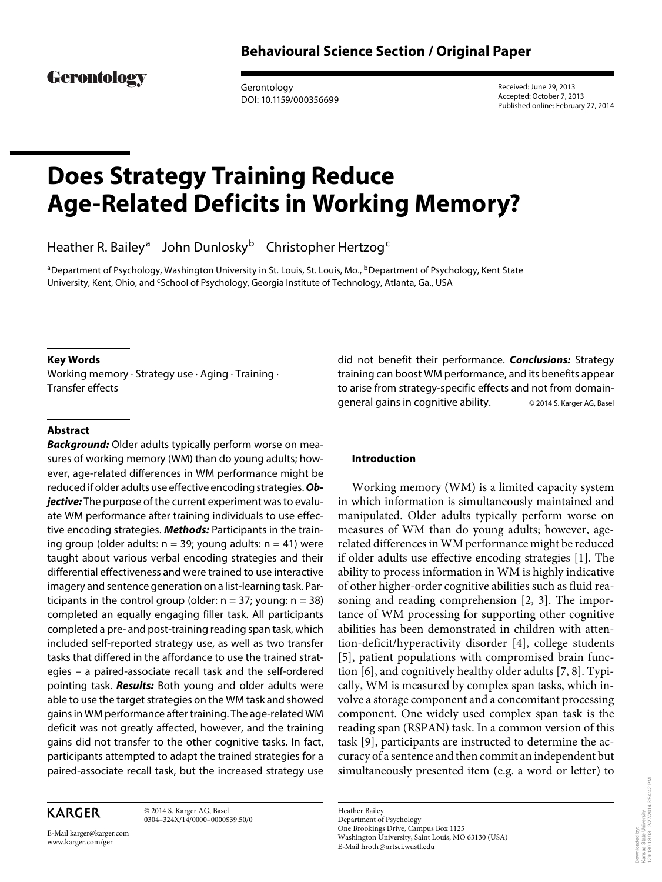**Behavioural Science Section / Original Paper**

Gerontology

Gerontology
DOI: 10.1159/000356699

Received: June 29, 2013
Accepted: October 7, 2013
Published online: February 27, 2014

# Does Strategy Training Reduce Age-Related Deficits in Working Memory?

Heather R. Bailey[a] John Dunlosky[b] Christopher Hertzog[c]

[a]Department of Psychology, Washington University in St. Louis, St. Louis, Mo., [b]Department of Psychology, Kent State University, Kent, Ohio, and [c]School of Psychology, Georgia Institute of Technology, Atlanta, Ga., USA

### Key Words

Working memory · Strategy use · Aging · Training · Transfer effects

### Abstract

***Background:*** Older adults typically perform worse on measures of working memory (WM) than do young adults; however, age-related differences in WM performance might be reduced if older adults use effective encoding strategies. ***Objective:*** The purpose of the current experiment was to evaluate WM performance after training individuals to use effective encoding strategies. ***Methods:*** Participants in the training group (older adults: n = 39; young adults: n = 41) were taught about various verbal encoding strategies and their differential effectiveness and were trained to use interactive imagery and sentence generation on a list-learning task. Participants in the control group (older: n = 37; young: n = 38) completed an equally engaging filler task. All participants completed a pre- and post-training reading span task, which included self-reported strategy use, as well as two transfer tasks that differed in the affordance to use the trained strategies – a paired-associate recall task and the self-ordered pointing task. ***Results:*** Both young and older adults were able to use the target strategies on the WM task and showed gains in WM performance after training. The age-related WM deficit was not greatly affected, however, and the training gains did not transfer to the other cognitive tasks. In fact, participants attempted to adapt the trained strategies for a paired-associate recall task, but the increased strategy use did not benefit their performance. ***Conclusions:*** Strategy training can boost WM performance, and its benefits appear to arise from strategy-specific effects and not from domain-general gains in cognitive ability.

© 2014 S. Karger AG, Basel

### Introduction

Working memory (WM) is a limited capacity system in which information is simultaneously maintained and manipulated. Older adults typically perform worse on measures of WM than do young adults; however, age-related differences in WM performance might be reduced if older adults use effective encoding strategies [1]. The ability to process information in WM is highly indicative of other higher-order cognitive abilities such as fluid reasoning and reading comprehension [2, 3]. The importance of WM processing for supporting other cognitive abilities has been demonstrated in children with attention-deficit/hyperactivity disorder [4], college students [5], patient populations with compromised brain function [6], and cognitively healthy older adults [7, 8]. Typically, WM is measured by complex span tasks, which involve a storage component and a concomitant processing component. One widely used complex span task is the reading span (RSPAN) task. In a common version of this task [9], participants are instructed to determine the accuracy of a sentence and then commit an independent but simultaneously presented item (e.g. a word or letter) to

KARGER

© 2014 S. Karger AG, Basel
0304–324X/14/0000–0000$39.50/0

E-Mail karger@karger.com
www.karger.com/ger

Heather Bailey
Department of Psychology
One Brookings Drive, Campus Box 1125
Washington University, Saint Louis, MO 63130 (USA)
E-Mail hroth@artsci.wustl.edu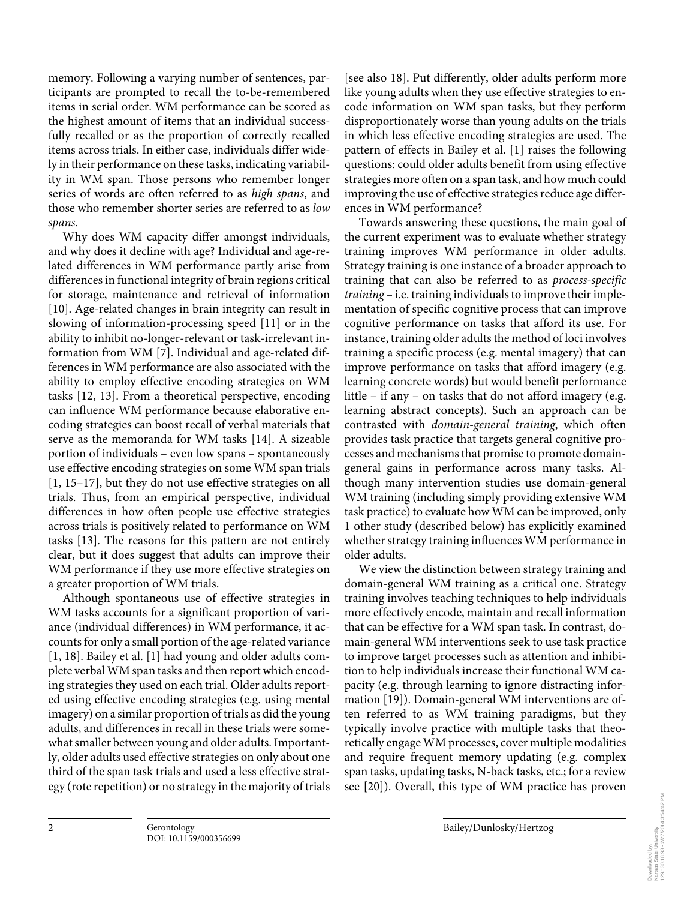memory. Following a varying number of sentences, participants are prompted to recall the to-be-remembered items in serial order. WM performance can be scored as the highest amount of items that an individual successfully recalled or as the proportion of correctly recalled items across trials. In either case, individuals differ widely in their performance on these tasks, indicating variability in WM span. Those persons who remember longer series of words are often referred to as *high spans*, and those who remember shorter series are referred to as *low spans*.

Why does WM capacity differ amongst individuals, and why does it decline with age? Individual and age-related differences in WM performance partly arise from differences in functional integrity of brain regions critical for storage, maintenance and retrieval of information [10]. Age-related changes in brain integrity can result in slowing of information-processing speed [11] or in the ability to inhibit no-longer-relevant or task-irrelevant information from WM [7]. Individual and age-related differences in WM performance are also associated with the ability to employ effective encoding strategies on WM tasks [12, 13]. From a theoretical perspective, encoding can influence WM performance because elaborative encoding strategies can boost recall of verbal materials that serve as the memoranda for WM tasks [14]. A sizeable portion of individuals – even low spans – spontaneously use effective encoding strategies on some WM span trials [1, 15–17], but they do not use effective strategies on all trials. Thus, from an empirical perspective, individual differences in how often people use effective strategies across trials is positively related to performance on WM tasks [13]. The reasons for this pattern are not entirely clear, but it does suggest that adults can improve their WM performance if they use more effective strategies on a greater proportion of WM trials.

Although spontaneous use of effective strategies in WM tasks accounts for a significant proportion of variance (individual differences) in WM performance, it accounts for only a small portion of the age-related variance [1, 18]. Bailey et al. [1] had young and older adults complete verbal WM span tasks and then report which encoding strategies they used on each trial. Older adults reported using effective encoding strategies (e.g. using mental imagery) on a similar proportion of trials as did the young adults, and differences in recall in these trials were somewhat smaller between young and older adults. Importantly, older adults used effective strategies on only about one third of the span task trials and used a less effective strategy (rote repetition) or no strategy in the majority of trials [see also 18]. Put differently, older adults perform more like young adults when they use effective strategies to encode information on WM span tasks, but they perform disproportionately worse than young adults on the trials in which less effective encoding strategies are used. The pattern of effects in Bailey et al. [1] raises the following questions: could older adults benefit from using effective strategies more often on a span task, and how much could improving the use of effective strategies reduce age differences in WM performance?

Towards answering these questions, the main goal of the current experiment was to evaluate whether strategy training improves WM performance in older adults. Strategy training is one instance of a broader approach to training that can also be referred to as *process-specific training* – i.e. training individuals to improve their implementation of specific cognitive process that can improve cognitive performance on tasks that afford its use. For instance, training older adults the method of loci involves training a specific process (e.g. mental imagery) that can improve performance on tasks that afford imagery (e.g. learning concrete words) but would benefit performance little – if any – on tasks that do not afford imagery (e.g. learning abstract concepts). Such an approach can be contrasted with *domain-general training*, which often provides task practice that targets general cognitive processes and mechanisms that promise to promote domain-general gains in performance across many tasks. Although many intervention studies use domain-general WM training (including simply providing extensive WM task practice) to evaluate how WM can be improved, only 1 other study (described below) has explicitly examined whether strategy training influences WM performance in older adults.

We view the distinction between strategy training and domain-general WM training as a critical one. Strategy training involves teaching techniques to help individuals more effectively encode, maintain and recall information that can be effective for a WM span task. In contrast, domain-general WM interventions seek to use task practice to improve target processes such as attention and inhibition to help individuals increase their functional WM capacity (e.g. through learning to ignore distracting information [19]). Domain-general WM interventions are often referred to as WM training paradigms, but they typically involve practice with multiple tasks that theoretically engage WM processes, cover multiple modalities and require frequent memory updating (e.g. complex span tasks, updating tasks, N-back tasks, etc.; for a review see [20]). Overall, this type of WM practice has proven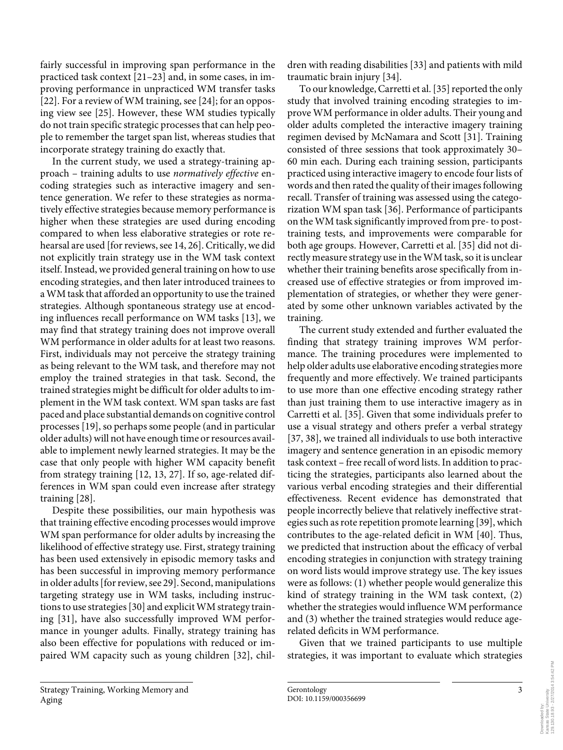fairly successful in improving span performance in the practiced task context [21–23] and, in some cases, in improving performance in unpracticed WM transfer tasks [22]. For a review of WM training, see [24]; for an opposing view see [25]. However, these WM studies typically do not train specific strategic processes that can help people to remember the target span list, whereas studies that incorporate strategy training do exactly that.

In the current study, we used a strategy-training approach – training adults to use *normatively effective* encoding strategies such as interactive imagery and sentence generation. We refer to these strategies as normatively effective strategies because memory performance is higher when these strategies are used during encoding compared to when less elaborative strategies or rote rehearsal are used [for reviews, see 14, 26]. Critically, we did not explicitly train strategy use in the WM task context itself. Instead, we provided general training on how to use encoding strategies, and then later introduced trainees to a WM task that afforded an opportunity to use the trained strategies. Although spontaneous strategy use at encoding influences recall performance on WM tasks [13], we may find that strategy training does not improve overall WM performance in older adults for at least two reasons. First, individuals may not perceive the strategy training as being relevant to the WM task, and therefore may not employ the trained strategies in that task. Second, the trained strategies might be difficult for older adults to implement in the WM task context. WM span tasks are fast paced and place substantial demands on cognitive control processes [19], so perhaps some people (and in particular older adults) will not have enough time or resources available to implement newly learned strategies. It may be the case that only people with higher WM capacity benefit from strategy training [12, 13, 27]. If so, age-related differences in WM span could even increase after strategy training [28].

Despite these possibilities, our main hypothesis was that training effective encoding processes would improve WM span performance for older adults by increasing the likelihood of effective strategy use. First, strategy training has been used extensively in episodic memory tasks and has been successful in improving memory performance in older adults [for review, see 29]. Second, manipulations targeting strategy use in WM tasks, including instructions to use strategies [30] and explicit WM strategy training [31], have also successfully improved WM performance in younger adults. Finally, strategy training has also been effective for populations with reduced or impaired WM capacity such as young children [32], children with reading disabilities [33] and patients with mild traumatic brain injury [34].

To our knowledge, Carretti et al. [35] reported the only study that involved training encoding strategies to improve WM performance in older adults. Their young and older adults completed the interactive imagery training regimen devised by McNamara and Scott [31]. Training consisted of three sessions that took approximately 30–60 min each. During each training session, participants practiced using interactive imagery to encode four lists of words and then rated the quality of their images following recall. Transfer of training was assessed using the categorization WM span task [36]. Performance of participants on the WM task significantly improved from pre- to post-training tests, and improvements were comparable for both age groups. However, Carretti et al. [35] did not directly measure strategy use in the WM task, so it is unclear whether their training benefits arose specifically from increased use of effective strategies or from improved implementation of strategies, or whether they were generated by some other unknown variables activated by the training.

The current study extended and further evaluated the finding that strategy training improves WM performance. The training procedures were implemented to help older adults use elaborative encoding strategies more frequently and more effectively. We trained participants to use more than one effective encoding strategy rather than just training them to use interactive imagery as in Carretti et al. [35]. Given that some individuals prefer to use a visual strategy and others prefer a verbal strategy [37, 38], we trained all individuals to use both interactive imagery and sentence generation in an episodic memory task context – free recall of word lists. In addition to practicing the strategies, participants also learned about the various verbal encoding strategies and their differential effectiveness. Recent evidence has demonstrated that people incorrectly believe that relatively ineffective strategies such as rote repetition promote learning [39], which contributes to the age-related deficit in WM [40]. Thus, we predicted that instruction about the efficacy of verbal encoding strategies in conjunction with strategy training on word lists would improve strategy use. The key issues were as follows: (1) whether people would generalize this kind of strategy training in the WM task context, (2) whether the strategies would influence WM performance and (3) whether the trained strategies would reduce age-related deficits in WM performance.

Given that we trained participants to use multiple strategies, it was important to evaluate which strategies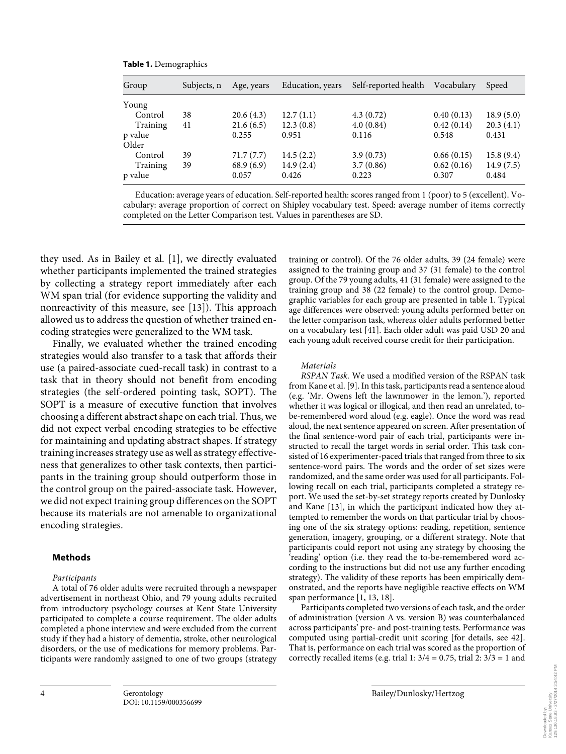**Table 1.** Demographics

| Group | Subjects, n | Age, years | Education, years | Self-reported health | Vocabulary | Speed |
|---|---|---|---|---|---|---|
| Young | | | | | | |
| Control | 38 | 20.6 (4.3) | 12.7 (1.1) | 4.3 (0.72) | 0.40 (0.13) | 18.9 (5.0) |
| Training | 41 | 21.6 (6.5) | 12.3 (0.8) | 4.0 (0.84) | 0.42 (0.14) | 20.3 (4.1) |
| p value | | 0.255 | 0.951 | 0.116 | 0.548 | 0.431 |
| Older | | | | | | |
| Control | 39 | 71.7 (7.7) | 14.5 (2.2) | 3.9 (0.73) | 0.66 (0.15) | 15.8 (9.4) |
| Training | 39 | 68.9 (6.9) | 14.9 (2.4) | 3.7 (0.86) | 0.62 (0.16) | 14.9 (7.5) |
| p value | | 0.057 | 0.426 | 0.223 | 0.307 | 0.484 |

Education: average years of education. Self-reported health: scores ranged from 1 (poor) to 5 (excellent). Vocabulary: average proportion of correct on Shipley vocabulary test. Speed: average number of items correctly completed on the Letter Comparison test. Values in parentheses are SD.

they used. As in Bailey et al. [1], we directly evaluated whether participants implemented the trained strategies by collecting a strategy report immediately after each WM span trial (for evidence supporting the validity and nonreactivity of this measure, see [13]). This approach allowed us to address the question of whether trained encoding strategies were generalized to the WM task.

Finally, we evaluated whether the trained encoding strategies would also transfer to a task that affords their use (a paired-associate cued-recall task) in contrast to a task that in theory should not benefit from encoding strategies (the self-ordered pointing task, SOPT). The SOPT is a measure of executive function that involves choosing a different abstract shape on each trial. Thus, we did not expect verbal encoding strategies to be effective for maintaining and updating abstract shapes. If strategy training increases strategy use as well as strategy effectiveness that generalizes to other task contexts, then participants in the training group should outperform those in the control group on the paired-associate task. However, we did not expect training group differences on the SOPT because its materials are not amenable to organizational encoding strategies.

## Methods

*Participants*

A total of 76 older adults were recruited through a newspaper advertisement in northeast Ohio, and 79 young adults recruited from introductory psychology courses at Kent State University participated to complete a course requirement. The older adults completed a phone interview and were excluded from the current study if they had a history of dementia, stroke, other neurological disorders, or the use of medications for memory problems. Participants were randomly assigned to one of two groups (strategy training or control). Of the 76 older adults, 39 (24 female) were assigned to the training group and 37 (31 female) to the control group. Of the 79 young adults, 41 (31 female) were assigned to the training group and 38 (22 female) to the control group. Demographic variables for each group are presented in table 1. Typical age differences were observed: young adults performed better on the letter comparison task, whereas older adults performed better on a vocabulary test [41]. Each older adult was paid USD 20 and each young adult received course credit for their participation.

*Materials*

*RSPAN Task.* We used a modified version of the RSPAN task from Kane et al. [9]. In this task, participants read a sentence aloud (e.g. 'Mr. Owens left the lawnmower in the lemon.'), reported whether it was logical or illogical, and then read an unrelated, to-be-remembered word aloud (e.g. eagle). Once the word was read aloud, the next sentence appeared on screen. After presentation of the final sentence-word pair of each trial, participants were instructed to recall the target words in serial order. This task consisted of 16 experimenter-paced trials that ranged from three to six sentence-word pairs. The words and the order of set sizes were randomized, and the same order was used for all participants. Following recall on each trial, participants completed a strategy report. We used the set-by-set strategy reports created by Dunlosky and Kane [13], in which the participant indicated how they attempted to remember the words on that particular trial by choosing one of the six strategy options: reading, repetition, sentence generation, imagery, grouping, or a different strategy. Note that participants could report not using any strategy by choosing the 'reading' option (i.e. they read the to-be-remembered word according to the instructions but did not use any further encoding strategy). The validity of these reports has been empirically demonstrated, and the reports have negligible reactive effects on WM span performance [1, 13, 18].

Participants completed two versions of each task, and the order of administration (version A vs. version B) was counterbalanced across participants' pre- and post-training tests. Performance was computed using partial-credit unit scoring [for details, see 42]. That is, performance on each trial was scored as the proportion of correctly recalled items (e.g. trial 1: 3/4 = 0.75, trial 2: 3/3 = 1 and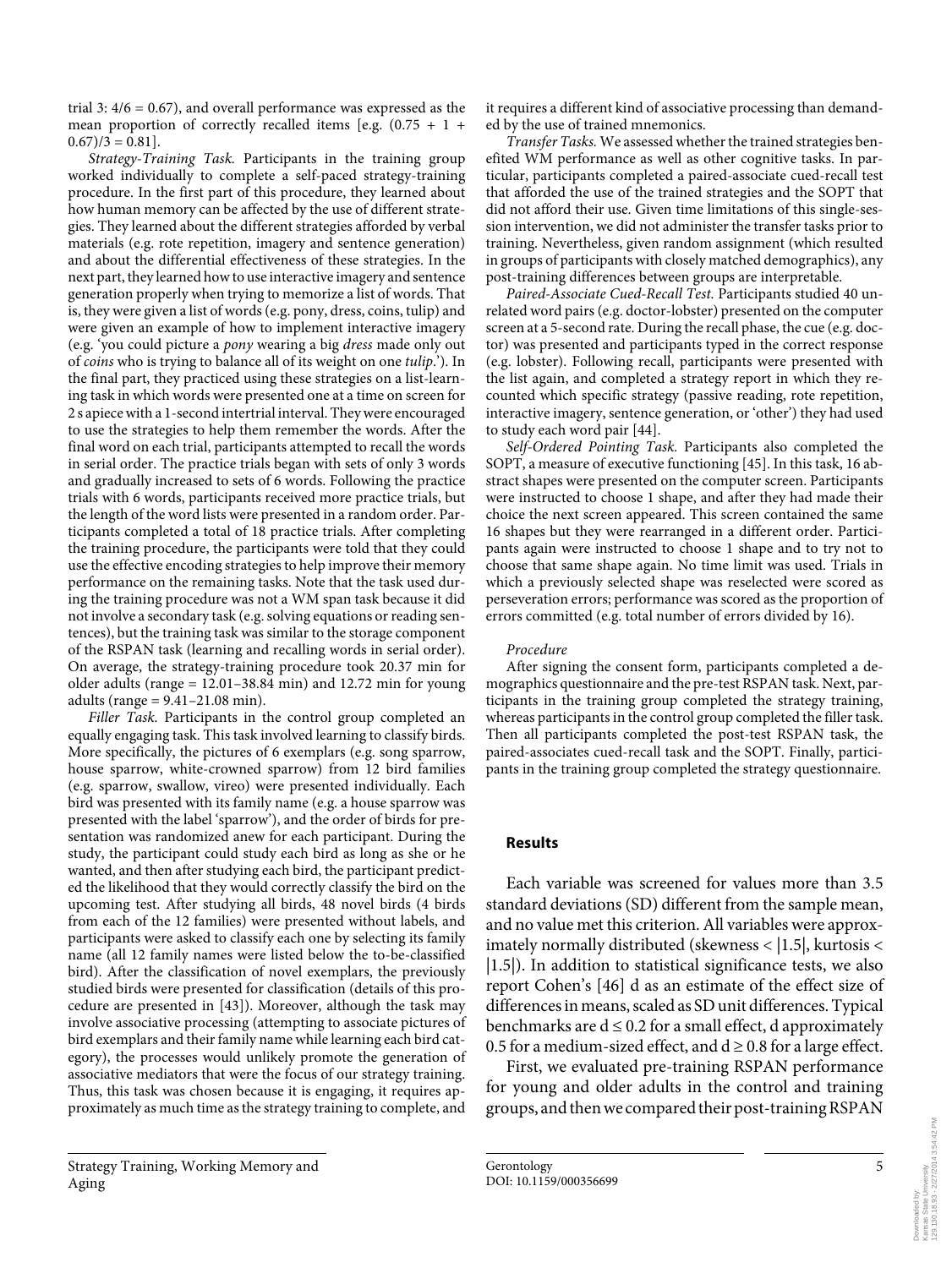trial 3: 4/6 = 0.67), and overall performance was expressed as the mean proportion of correctly recalled items [e.g. (0.75 + 1 + 0.67)/3 = 0.81].

*Strategy-Training Task.* Participants in the training group worked individually to complete a self-paced strategy-training procedure. In the first part of this procedure, they learned about how human memory can be affected by the use of different strategies. They learned about the different strategies afforded by verbal materials (e.g. rote repetition, imagery and sentence generation) and about the differential effectiveness of these strategies. In the next part, they learned how to use interactive imagery and sentence generation properly when trying to memorize a list of words. That is, they were given a list of words (e.g. pony, dress, coins, tulip) and were given an example of how to implement interactive imagery (e.g. 'you could picture a *pony* wearing a big *dress* made only out of *coins* who is trying to balance all of its weight on one *tulip*.'). In the final part, they practiced using these strategies on a list-learning task in which words were presented one at a time on screen for 2 s apiece with a 1-second intertrial interval. They were encouraged to use the strategies to help them remember the words. After the final word on each trial, participants attempted to recall the words in serial order. The practice trials began with sets of only 3 words and gradually increased to sets of 6 words. Following the practice trials with 6 words, participants received more practice trials, but the length of the word lists were presented in a random order. Participants completed a total of 18 practice trials. After completing the training procedure, the participants were told that they could use the effective encoding strategies to help improve their memory performance on the remaining tasks. Note that the task used during the training procedure was not a WM span task because it did not involve a secondary task (e.g. solving equations or reading sentences), but the training task was similar to the storage component of the RSPAN task (learning and recalling words in serial order). On average, the strategy-training procedure took 20.37 min for older adults (range = 12.01–38.84 min) and 12.72 min for young adults (range = 9.41–21.08 min).

*Filler Task.* Participants in the control group completed an equally engaging task. This task involved learning to classify birds. More specifically, the pictures of 6 exemplars (e.g. song sparrow, house sparrow, white-crowned sparrow) from 12 bird families (e.g. sparrow, swallow, vireo) were presented individually. Each bird was presented with its family name (e.g. a house sparrow was presented with the label 'sparrow'), and the order of birds for presentation was randomized anew for each participant. During the study, the participant could study each bird as long as she or he wanted, and then after studying each bird, the participant predicted the likelihood that they would correctly classify the bird on the upcoming test. After studying all birds, 48 novel birds (4 birds from each of the 12 families) were presented without labels, and participants were asked to classify each one by selecting its family name (all 12 family names were listed below the to-be-classified bird). After the classification of novel exemplars, the previously studied birds were presented for classification (details of this procedure are presented in [43]). Moreover, although the task may involve associative processing (attempting to associate pictures of bird exemplars and their family name while learning each bird category), the processes would unlikely promote the generation of associative mediators that were the focus of our strategy training. Thus, this task was chosen because it is engaging, it requires approximately as much time as the strategy training to complete, and it requires a different kind of associative processing than demanded by the use of trained mnemonics.

*Transfer Tasks.* We assessed whether the trained strategies benefited WM performance as well as other cognitive tasks. In particular, participants completed a paired-associate cued-recall test that afforded the use of the trained strategies and the SOPT that did not afford their use. Given time limitations of this single-session intervention, we did not administer the transfer tasks prior to training. Nevertheless, given random assignment (which resulted in groups of participants with closely matched demographics), any post-training differences between groups are interpretable.

*Paired-Associate Cued-Recall Test.* Participants studied 40 unrelated word pairs (e.g. doctor-lobster) presented on the computer screen at a 5-second rate. During the recall phase, the cue (e.g. doctor) was presented and participants typed in the correct response (e.g. lobster). Following recall, participants were presented with the list again, and completed a strategy report in which they recounted which specific strategy (passive reading, rote repetition, interactive imagery, sentence generation, or 'other') they had used to study each word pair [44].

*Self-Ordered Pointing Task.* Participants also completed the SOPT, a measure of executive functioning [45]. In this task, 16 abstract shapes were presented on the computer screen. Participants were instructed to choose 1 shape, and after they had made their choice the next screen appeared. This screen contained the same 16 shapes but they were rearranged in a different order. Participants again were instructed to choose 1 shape and to try not to choose that same shape again. No time limit was used. Trials in which a previously selected shape was reselected were scored as perseveration errors; performance was scored as the proportion of errors committed (e.g. total number of errors divided by 16).

*Procedure*

After signing the consent form, participants completed a demographics questionnaire and the pre-test RSPAN task. Next, participants in the training group completed the strategy training, whereas participants in the control group completed the filler task. Then all participants completed the post-test RSPAN task, the paired-associates cued-recall task and the SOPT. Finally, participants in the training group completed the strategy questionnaire.

## Results

Each variable was screened for values more than 3.5 standard deviations (SD) different from the sample mean, and no value met this criterion. All variables were approximately normally distributed (skewness < |1.5|, kurtosis < |1.5|). In addition to statistical significance tests, we also report Cohen's [46] d as an estimate of the effect size of differences in means, scaled as SD unit differences. Typical benchmarks are $d \leq 0.2$ for a small effect, d approximately 0.5 for a medium-sized effect, and $d \geq 0.8$ for a large effect.

First, we evaluated pre-training RSPAN performance for young and older adults in the control and training groups, and then we compared their post-training RSPAN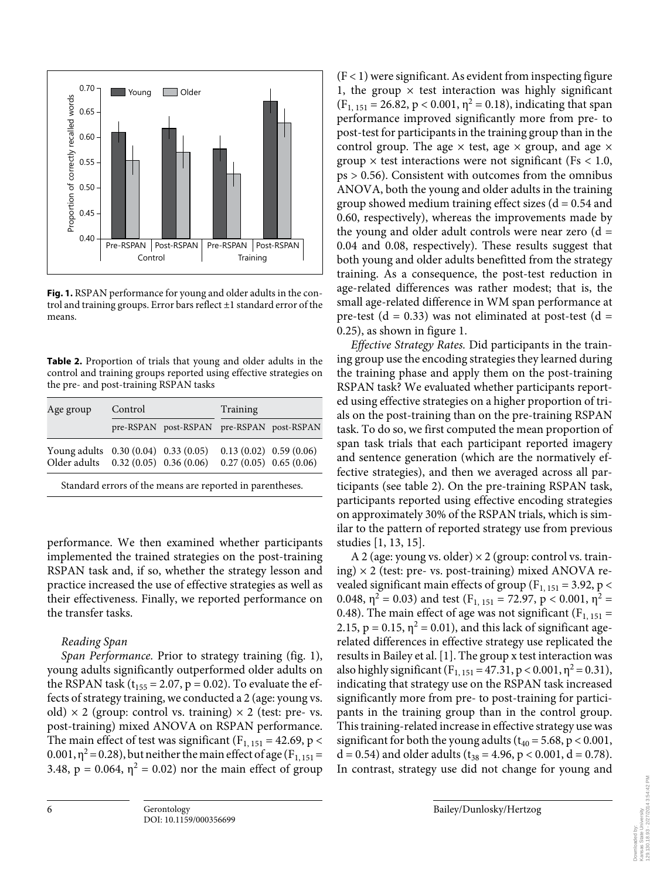**Fig. 1.** RSPAN performance for young and older adults in the control and training groups. Error bars reflect ±1 standard error of the means.

**Table 2.** Proportion of trials that young and older adults in the control and training groups reported using effective strategies on the pre- and post-training RSPAN tasks

| Age group | Control | | Training | |
|---|---|---|---|---|
| | pre-RSPAN | post-RSPAN | pre-RSPAN | post-RSPAN |
| Young adults | 0.30 (0.04) | 0.33 (0.05) | 0.13 (0.02) | 0.59 (0.06) |
| Older adults | 0.32 (0.05) | 0.36 (0.06) | 0.27 (0.05) | 0.65 (0.06) |

Standard errors of the means are reported in parentheses.

performance. We then examined whether participants implemented the trained strategies on the post-training RSPAN task and, if so, whether the strategy lesson and practice increased the use of effective strategies as well as their effectiveness. Finally, we reported performance on the transfer tasks.

*Reading Span*

*Span Performance.* Prior to strategy training (fig. 1), young adults significantly outperformed older adults on the RSPAN task ($t_{155} = 2.07$, $p = 0.02$). To evaluate the effects of strategy training, we conducted a 2 (age: young vs. old) × 2 (group: control vs. training) × 2 (test: pre- vs. post-training) mixed ANOVA on RSPAN performance. The main effect of test was significant ($F_{1, 151} = 42.69$, $p < 0.001$, $\eta^2 = 0.28$), but neither the main effect of age ($F_{1, 151} = 3.48$, $p = 0.064$, $\eta^2 = 0.02$) nor the main effect of group ($F < 1$) were significant. As evident from inspecting figure 1, the group × test interaction was highly significant ($F_{1, 151} = 26.82$, $p < 0.001$, $\eta^2 = 0.18$), indicating that span performance improved significantly more from pre- to post-test for participants in the training group than in the control group. The age × test, age × group, and age × group × test interactions were not significant (Fs < 1.0, ps > 0.56). Consistent with outcomes from the omnibus ANOVA, both the young and older adults in the training group showed medium training effect sizes (d = 0.54 and 0.60, respectively), whereas the improvements made by the young and older adult controls were near zero (d = 0.04 and 0.08, respectively). These results suggest that both young and older adults benefitted from the strategy training. As a consequence, the post-test reduction in age-related differences was rather modest; that is, the small age-related difference in WM span performance at pre-test (d = 0.33) was not eliminated at post-test (d = 0.25), as shown in figure 1.

*Effective Strategy Rates.* Did participants in the training group use the encoding strategies they learned during the training phase and apply them on the post-training RSPAN task? We evaluated whether participants reported using effective strategies on a higher proportion of trials on the post-training than on the pre-training RSPAN task. To do so, we first computed the mean proportion of span task trials that each participant reported imagery and sentence generation (which are the normatively effective strategies), and then we averaged across all participants (see table 2). On the pre-training RSPAN task, participants reported using effective encoding strategies on approximately 30% of the RSPAN trials, which is similar to the pattern of reported strategy use from previous studies [1, 13, 15].

A 2 (age: young vs. older) × 2 (group: control vs. training) × 2 (test: pre- vs. post-training) mixed ANOVA revealed significant main effects of group ($F_{1, 151} = 3.92$, $p < 0.048$, $\eta^2 = 0.03$) and test ($F_{1, 151} = 72.97$, $p < 0.001$, $\eta^2 = 0.48$). The main effect of age was not significant ($F_{1, 151} = 2.15$, $p = 0.15$, $\eta^2 = 0.01$), and this lack of significant age-related differences in effective strategy use replicated the results in Bailey et al. [1]. The group x test interaction was also highly significant ($F_{1, 151} = 47.31$, $p < 0.001$, $\eta^2 = 0.31$), indicating that strategy use on the RSPAN task increased significantly more from pre- to post-training for participants in the training group than in the control group. This training-related increase in effective strategy use was significant for both the young adults ($t_{40} = 5.68$, $p < 0.001$, d = 0.54) and older adults ($t_{38} = 4.96$, $p < 0.001$, d = 0.78). In contrast, strategy use did not change for young and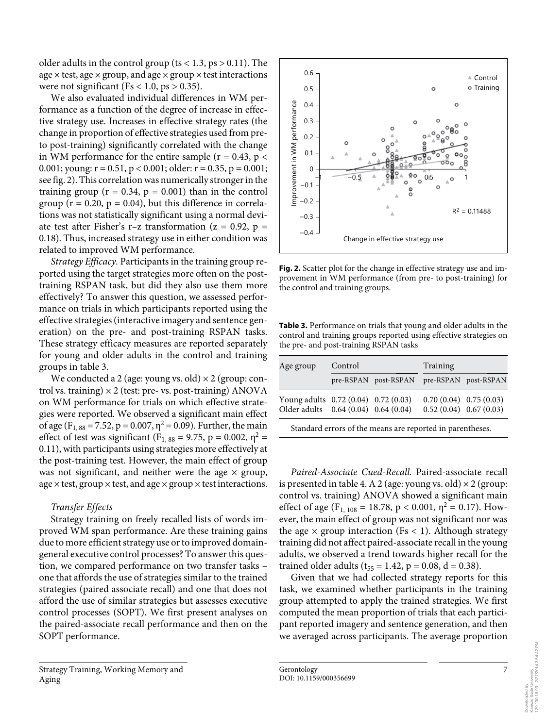older adults in the control group (ts < 1.3, ps > 0.11). The age × test, age × group, and age × group × test interactions were not significant (Fs < 1.0, ps > 0.35).

We also evaluated individual differences in WM performance as a function of the degree of increase in effective strategy use. Increases in effective strategy rates (the change in proportion of effective strategies used from pre- to post-training) significantly correlated with the change in WM performance for the entire sample (r = 0.43, p < 0.001; young: r = 0.51, p < 0.001; older: r = 0.35, p = 0.001; see fig. 2). This correlation was numerically stronger in the training group (r = 0.34, p = 0.001) than in the control group (r = 0.20, p = 0.04), but this difference in correlations was not statistically significant using a normal deviate test after Fisher's r–z transformation (z = 0.92, p = 0.18). Thus, increased strategy use in either condition was related to improved WM performance.

*Strategy Efficacy.* Participants in the training group reported using the target strategies more often on the post-training RSPAN task, but did they also use them more effectively? To answer this question, we assessed performance on trials in which participants reported using the effective strategies (interactive imagery and sentence generation) on the pre- and post-training RSPAN tasks. These strategy efficacy measures are reported separately for young and older adults in the control and training groups in table 3.

We conducted a 2 (age: young vs. old) × 2 (group: control vs. training) × 2 (test: pre- vs. post-training) ANOVA on WM performance for trials on which effective strategies were reported. We observed a significant main effect of age ($F_{1, 88}$ = 7.52, p = 0.007, $\eta^2$ = 0.09). Further, the main effect of test was significant ($F_{1, 88}$ = 9.75, p = 0.002, $\eta^2$ = 0.11), with participants using strategies more effectively at the post-training test. However, the main effect of group was not significant, and neither were the age × group, age × test, group × test, and age × group × test interactions.

### *Transfer Effects*

Strategy training on freely recalled lists of words improved WM span performance. Are these training gains due to more efficient strategy use or to improved domain-general executive control processes? To answer this question, we compared performance on two transfer tasks – one that affords the use of strategies similar to the trained strategies (paired associate recall) and one that does not afford the use of similar strategies but assesses executive control processes (SOPT). We first present analyses on the paired-associate recall performance and then on the SOPT performance.

**Fig. 2.** Scatter plot for the change in effective strategy use and improvement in WM performance (from pre- to post-training) for the control and training groups.

**Table 3.** Performance on trials that young and older adults in the control and training groups reported using effective strategies on the pre- and post-training RSPAN tasks

| Age group | Control | | Training | |
|---|---|---|---|---|
| | pre-RSPAN | post-RSPAN | pre-RSPAN | post-RSPAN |
| Young adults | 0.72 (0.04) | 0.72 (0.03) | 0.70 (0.04) | 0.75 (0.03) |
| Older adults | 0.64 (0.04) | 0.64 (0.04) | 0.52 (0.04) | 0.67 (0.03) |

Standard errors of the means are reported in parentheses.

*Paired-Associate Cued-Recall.* Paired-associate recall is presented in table 4. A 2 (age: young vs. old) × 2 (group: control vs. training) ANOVA showed a significant main effect of age ($F_{1, 108}$ = 18.78, p < 0.001, $\eta^2$ = 0.17). However, the main effect of group was not significant nor was the age × group interaction (Fs < 1). Although strategy training did not affect paired-associate recall in the young adults, we observed a trend towards higher recall for the trained older adults ($t_{55}$ = 1.42, p = 0.08, d = 0.38).

Given that we had collected strategy reports for this task, we examined whether participants in the training group attempted to apply the trained strategies. We first computed the mean proportion of trials that each participant reported imagery and sentence generation, and then we averaged across participants. The average proportion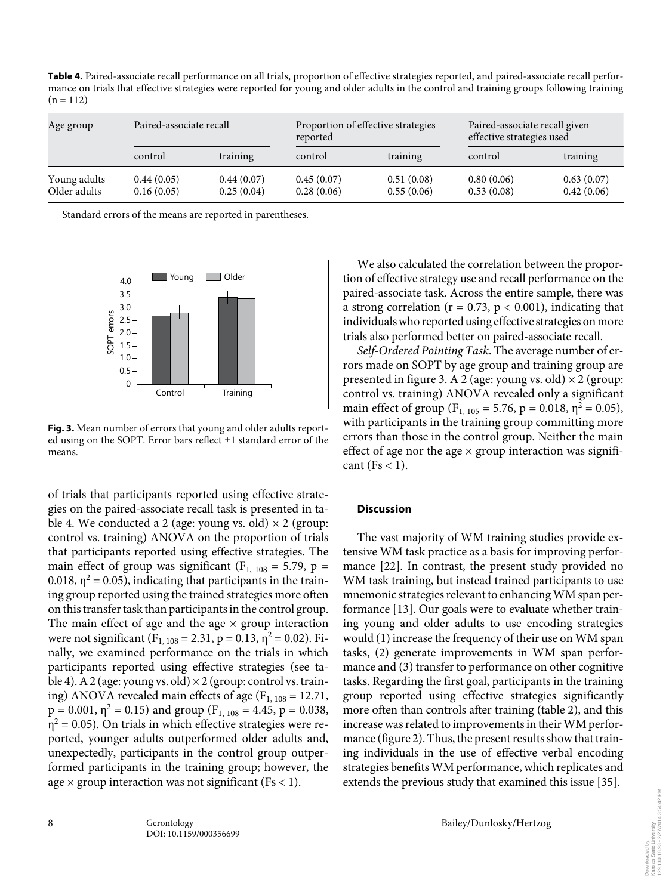**Table 4.** Paired-associate recall performance on all trials, proportion of effective strategies reported, and paired-associate recall performance on trials that effective strategies were reported for young and older adults in the control and training groups following training (n = 112)

| Age group | Paired-associate recall | | Proportion of effective strategies reported | | Paired-associate recall given effective strategies used | |
|---|---|---|---|---|---|---|
| | control | training | control | training | control | training |
| Young adults | 0.44 (0.05) | 0.44 (0.07) | 0.45 (0.07) | 0.51 (0.08) | 0.80 (0.06) | 0.63 (0.07) |
| Older adults | 0.16 (0.05) | 0.25 (0.04) | 0.28 (0.06) | 0.55 (0.06) | 0.53 (0.08) | 0.42 (0.06) |

Standard errors of the means are reported in parentheses.

**Fig. 3.** Mean number of errors that young and older adults reported using on the SOPT. Error bars reflect ±1 standard error of the means.

of trials that participants reported using effective strategies on the paired-associate recall task is presented in table 4. We conducted a 2 (age: young vs. old) × 2 (group: control vs. training) ANOVA on the proportion of trials that participants reported using effective strategies. The main effect of group was significant ($F_{1, 108} = 5.79$, $p = 0.018$, $\eta^2 = 0.05$), indicating that participants in the training group reported using the trained strategies more often on this transfer task than participants in the control group. The main effect of age and the age × group interaction were not significant ($F_{1, 108} = 2.31$, $p = 0.13$, $\eta^2 = 0.02$). Finally, we examined performance on the trials in which participants reported using effective strategies (see table 4). A 2 (age: young vs. old) × 2 (group: control vs. training) ANOVA revealed main effects of age ($F_{1, 108} = 12.71$, $p = 0.001$, $\eta^2 = 0.15$) and group ($F_{1, 108} = 4.45$, $p = 0.038$, $\eta^2 = 0.05$). On trials in which effective strategies were reported, younger adults outperformed older adults and, unexpectedly, participants in the control group outperformed participants in the training group; however, the age × group interaction was not significant ($Fs < 1$).

We also calculated the correlation between the proportion of effective strategy use and recall performance on the paired-associate task. Across the entire sample, there was a strong correlation ($r = 0.73$, $p < 0.001$), indicating that individuals who reported using effective strategies on more trials also performed better on paired-associate recall.

*Self-Ordered Pointing Task*. The average number of errors made on SOPT by age group and training group are presented in figure 3. A 2 (age: young vs. old) × 2 (group: control vs. training) ANOVA revealed only a significant main effect of group ($F_{1, 105} = 5.76$, $p = 0.018$, $\eta^2 = 0.05$), with participants in the training group committing more errors than those in the control group. Neither the main effect of age nor the age × group interaction was significant ($Fs < 1$).

## Discussion

The vast majority of WM training studies provide extensive WM task practice as a basis for improving performance [22]. In contrast, the present study provided no WM task training, but instead trained participants to use mnemonic strategies relevant to enhancing WM span performance [13]. Our goals were to evaluate whether training young and older adults to use encoding strategies would (1) increase the frequency of their use on WM span tasks, (2) generate improvements in WM span performance and (3) transfer to performance on other cognitive tasks. Regarding the first goal, participants in the training group reported using effective strategies significantly more often than controls after training (table 2), and this increase was related to improvements in their WM performance (figure 2). Thus, the present results show that training individuals in the use of effective verbal encoding strategies benefits WM performance, which replicates and extends the previous study that examined this issue [35].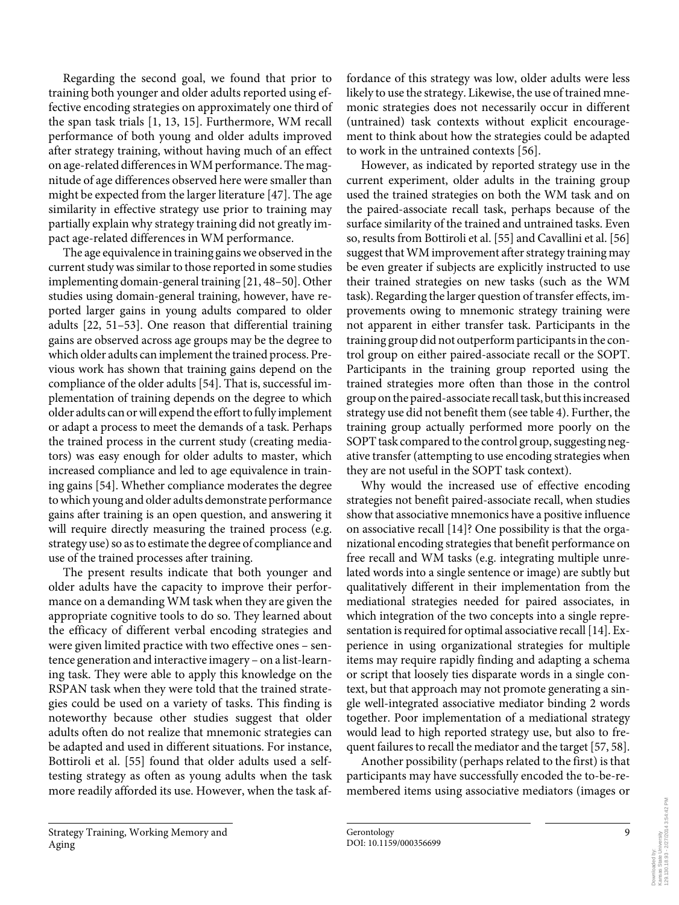Regarding the second goal, we found that prior to training both younger and older adults reported using effective encoding strategies on approximately one third of the span task trials [1, 13, 15]. Furthermore, WM recall performance of both young and older adults improved after strategy training, without having much of an effect on age-related differences in WM performance. The magnitude of age differences observed here were smaller than might be expected from the larger literature [47]. The age similarity in effective strategy use prior to training may partially explain why strategy training did not greatly impact age-related differences in WM performance.

The age equivalence in training gains we observed in the current study was similar to those reported in some studies implementing domain-general training [21, 48–50]. Other studies using domain-general training, however, have reported larger gains in young adults compared to older adults [22, 51–53]. One reason that differential training gains are observed across age groups may be the degree to which older adults can implement the trained process. Previous work has shown that training gains depend on the compliance of the older adults [54]. That is, successful implementation of training depends on the degree to which older adults can or will expend the effort to fully implement or adapt a process to meet the demands of a task. Perhaps the trained process in the current study (creating mediators) was easy enough for older adults to master, which increased compliance and led to age equivalence in training gains [54]. Whether compliance moderates the degree to which young and older adults demonstrate performance gains after training is an open question, and answering it will require directly measuring the trained process (e.g. strategy use) so as to estimate the degree of compliance and use of the trained processes after training.

The present results indicate that both younger and older adults have the capacity to improve their performance on a demanding WM task when they are given the appropriate cognitive tools to do so. They learned about the efficacy of different verbal encoding strategies and were given limited practice with two effective ones – sentence generation and interactive imagery – on a list-learning task. They were able to apply this knowledge on the RSPAN task when they were told that the trained strategies could be used on a variety of tasks. This finding is noteworthy because other studies suggest that older adults often do not realize that mnemonic strategies can be adapted and used in different situations. For instance, Bottiroli et al. [55] found that older adults used a self-testing strategy as often as young adults when the task more readily afforded its use. However, when the task affordance of this strategy was low, older adults were less likely to use the strategy. Likewise, the use of trained mnemonic strategies does not necessarily occur in different (untrained) task contexts without explicit encouragement to think about how the strategies could be adapted to work in the untrained contexts [56].

However, as indicated by reported strategy use in the current experiment, older adults in the training group used the trained strategies on both the WM task and on the paired-associate recall task, perhaps because of the surface similarity of the trained and untrained tasks. Even so, results from Bottiroli et al. [55] and Cavallini et al. [56] suggest that WM improvement after strategy training may be even greater if subjects are explicitly instructed to use their trained strategies on new tasks (such as the WM task). Regarding the larger question of transfer effects, improvements owing to mnemonic strategy training were not apparent in either transfer task. Participants in the training group did not outperform participants in the control group on either paired-associate recall or the SOPT. Participants in the training group reported using the trained strategies more often than those in the control group on the paired-associate recall task, but this increased strategy use did not benefit them (see table 4). Further, the training group actually performed more poorly on the SOPT task compared to the control group, suggesting negative transfer (attempting to use encoding strategies when they are not useful in the SOPT task context).

Why would the increased use of effective encoding strategies not benefit paired-associate recall, when studies show that associative mnemonics have a positive influence on associative recall [14]? One possibility is that the organizational encoding strategies that benefit performance on free recall and WM tasks (e.g. integrating multiple unrelated words into a single sentence or image) are subtly but qualitatively different in their implementation from the mediational strategies needed for paired associates, in which integration of the two concepts into a single representation is required for optimal associative recall [14]. Experience in using organizational strategies for multiple items may require rapidly finding and adapting a schema or script that loosely ties disparate words in a single context, but that approach may not promote generating a single well-integrated associative mediator binding 2 words together. Poor implementation of a mediational strategy would lead to high reported strategy use, but also to frequent failures to recall the mediator and the target [57, 58].

Another possibility (perhaps related to the first) is that participants may have successfully encoded the to-be-remembered items using associative mediators (images or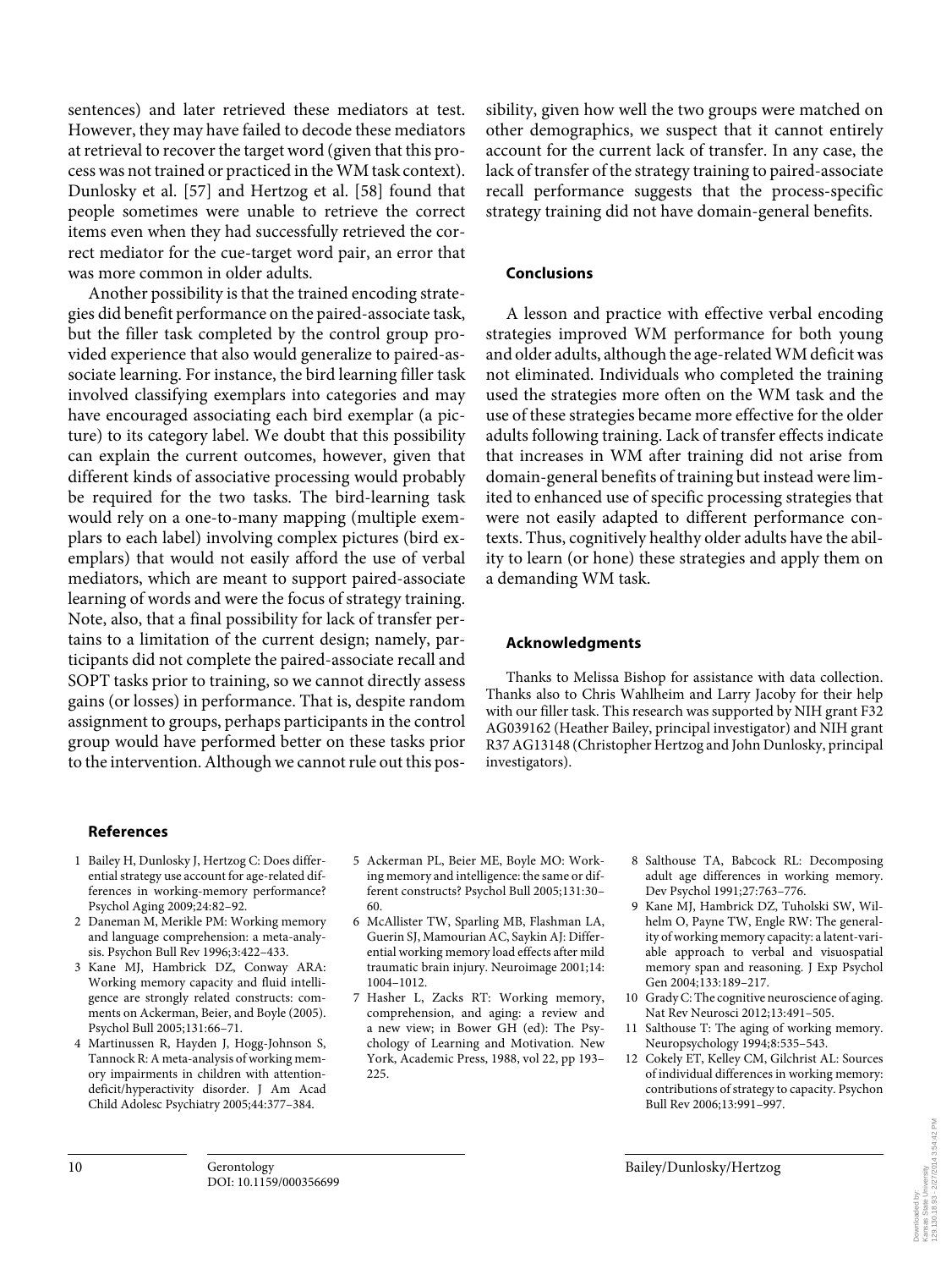sentences) and later retrieved these mediators at test. However, they may have failed to decode these mediators at retrieval to recover the target word (given that this process was not trained or practiced in the WM task context). Dunlosky et al. [57] and Hertzog et al. [58] found that people sometimes were unable to retrieve the correct items even when they had successfully retrieved the correct mediator for the cue-target word pair, an error that was more common in older adults.

Another possibility is that the trained encoding strategies did benefit performance on the paired-associate task, but the filler task completed by the control group provided experience that also would generalize to paired-associate learning. For instance, the bird learning filler task involved classifying exemplars into categories and may have encouraged associating each bird exemplar (a picture) to its category label. We doubt that this possibility can explain the current outcomes, however, given that different kinds of associative processing would probably be required for the two tasks. The bird-learning task would rely on a one-to-many mapping (multiple exemplars to each label) involving complex pictures (bird exemplars) that would not easily afford the use of verbal mediators, which are meant to support paired-associate learning of words and were the focus of strategy training. Note, also, that a final possibility for lack of transfer pertains to a limitation of the current design; namely, participants did not complete the paired-associate recall and SOPT tasks prior to training, so we cannot directly assess gains (or losses) in performance. That is, despite random assignment to groups, perhaps participants in the control group would have performed better on these tasks prior to the intervention. Although we cannot rule out this possibility, given how well the two groups were matched on other demographics, we suspect that it cannot entirely account for the current lack of transfer. In any case, the lack of transfer of the strategy training to paired-associate recall performance suggests that the process-specific strategy training did not have domain-general benefits.

## Conclusions

A lesson and practice with effective verbal encoding strategies improved WM performance for both young and older adults, although the age-related WM deficit was not eliminated. Individuals who completed the training used the strategies more often on the WM task and the use of these strategies became more effective for the older adults following training. Lack of transfer effects indicate that increases in WM after training did not arise from domain-general benefits of training but instead were limited to enhanced use of specific processing strategies that were not easily adapted to different performance contexts. Thus, cognitively healthy older adults have the ability to learn (or hone) these strategies and apply them on a demanding WM task.

## Acknowledgments

Thanks to Melissa Bishop for assistance with data collection. Thanks also to Chris Wahlheim and Larry Jacoby for their help with our filler task. This research was supported by NIH grant F32 AG039162 (Heather Bailey, principal investigator) and NIH grant R37 AG13148 (Christopher Hertzog and John Dunlosky, principal investigators).

## References

1. Bailey H, Dunlosky J, Hertzog C: Does differential strategy use account for age-related differences in working-memory performance? Psychol Aging 2009;24:82–92.
2. Daneman M, Merikle PM: Working memory and language comprehension: a meta-analysis. Psychon Bull Rev 1996;3:422–433.
3. Kane MJ, Hambrick DZ, Conway ARA: Working memory capacity and fluid intelligence are strongly related constructs: comments on Ackerman, Beier, and Boyle (2005). Psychol Bull 2005;131:66–71.
4. Martinussen R, Hayden J, Hogg-Johnson S, Tannock R: A meta-analysis of working memory impairments in children with attention-deficit/hyperactivity disorder. J Am Acad Child Adolesc Psychiatry 2005;44:377–384.
5. Ackerman PL, Beier ME, Boyle MO: Working memory and intelligence: the same or different constructs? Psychol Bull 2005;131:30–60.
6. McAllister TW, Sparling MB, Flashman LA, Guerin SJ, Mamourian AC, Saykin AJ: Differential working memory load effects after mild traumatic brain injury. Neuroimage 2001;14:1004–1012.
7. Hasher L, Zacks RT: Working memory, comprehension, and aging: a review and a new view; in Bower GH (ed): The Psychology of Learning and Motivation. New York, Academic Press, 1988, vol 22, pp 193–225.
8. Salthouse TA, Babcock RL: Decomposing adult age differences in working memory. Dev Psychol 1991;27:763–776.
9. Kane MJ, Hambrick DZ, Tuholski SW, Wilhelm O, Payne TW, Engle RW: The generality of working memory capacity: a latent-variable approach to verbal and visuospatial memory span and reasoning. J Exp Psychol Gen 2004;133:189–217.
10. Grady C: The cognitive neuroscience of aging. Nat Rev Neurosci 2012;13:491–505.
11. Salthouse T: The aging of working memory. Neuropsychology 1994;8:535–543.
12. Cokely ET, Kelley CM, Gilchrist AL: Sources of individual differences in working memory: contributions of strategy to capacity. Psychon Bull Rev 2006;13:991–997.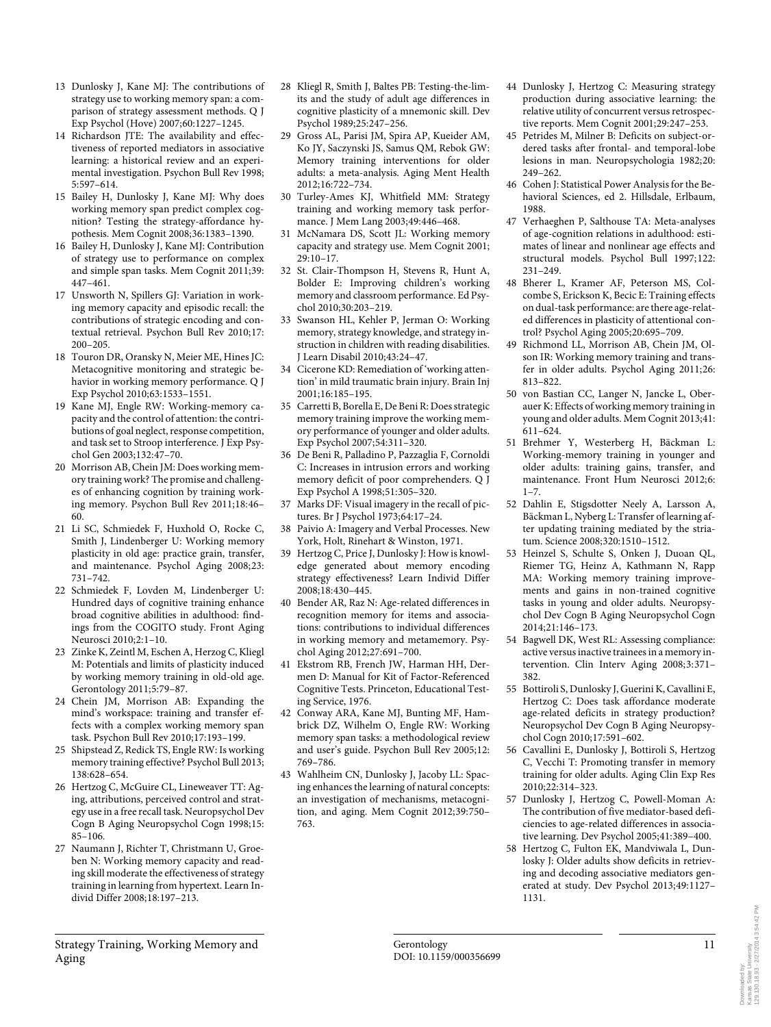13 Dunlosky J, Kane MJ: The contributions of strategy use to working memory span: a comparison of strategy assessment methods. Q J Exp Psychol (Hove) 2007;60:1227–1245.

14 Richardson JTE: The availability and effectiveness of reported mediators in associative learning: a historical review and an experimental investigation. Psychon Bull Rev 1998; 5:597–614.

15 Bailey H, Dunlosky J, Kane MJ: Why does working memory span predict complex cognition? Testing the strategy-affordance hypothesis. Mem Cognit 2008;36:1383–1390.

16 Bailey H, Dunlosky J, Kane MJ: Contribution of strategy use to performance on complex and simple span tasks. Mem Cognit 2011;39: 447–461.

17 Unsworth N, Spillers GJ: Variation in working memory capacity and episodic recall: the contributions of strategic encoding and contextual retrieval. Psychon Bull Rev 2010;17: 200–205.

18 Touron DR, Oransky N, Meier ME, Hines JC: Metacognitive monitoring and strategic behavior in working memory performance. Q J Exp Psychol 2010;63:1533–1551.

19 Kane MJ, Engle RW: Working-memory capacity and the control of attention: the contributions of goal neglect, response competition, and task set to Stroop interference. J Exp Psychol Gen 2003;132:47–70.

20 Morrison AB, Chein JM: Does working memory training work? The promise and challenges of enhancing cognition by training working memory. Psychon Bull Rev 2011;18:46–60.

21 Li SC, Schmiedek F, Huxhold O, Rocke C, Smith J, Lindenberger U: Working memory plasticity in old age: practice grain, transfer, and maintenance. Psychol Aging 2008;23: 731–742.

22 Schmiedek F, Lovden M, Lindenberger U: Hundred days of cognitive training enhance broad cognitive abilities in adulthood: findings from the COGITO study. Front Aging Neurosci 2010;2:1–10.

23 Zinke K, Zeintl M, Eschen A, Herzog C, Kliegl M: Potentials and limits of plasticity induced by working memory training in old-old age. Gerontology 2011;5:79–87.

24 Chein JM, Morrison AB: Expanding the mind's workspace: training and transfer effects with a complex working memory span task. Psychon Bull Rev 2010;17:193–199.

25 Shipstead Z, Redick TS, Engle RW: Is working memory training effective? Psychol Bull 2013; 138:628–654.

26 Hertzog C, McGuire CL, Lineweaver TT: Aging, attributions, perceived control and strategy use in a free recall task. Neuropsychol Dev Cogn B Aging Neuropsychol Cogn 1998;15: 85–106.

27 Naumann J, Richter T, Christmann U, Groeben N: Working memory capacity and reading skill moderate the effectiveness of strategy training in learning from hypertext. Learn Individ Differ 2008;18:197–213.

28 Kliegl R, Smith J, Baltes PB: Testing-the-limits and the study of adult age differences in cognitive plasticity of a mnemonic skill. Dev Psychol 1989;25:247–256.

29 Gross AL, Parisi JM, Spira AP, Kueider AM, Ko JY, Saczynski JS, Samus QM, Rebok GW: Memory training interventions for older adults: a meta-analysis. Aging Ment Health 2012;16:722–734.

30 Turley-Ames KJ, Whitfield MM: Strategy training and working memory task performance. J Mem Lang 2003;49:446–468.

31 McNamara DS, Scott JL: Working memory capacity and strategy use. Mem Cognit 2001; 29:10–17.

32 St. Clair-Thompson H, Stevens R, Hunt A, Bolder E: Improving children's working memory and classroom performance. Ed Psychol 2010;30:203–219.

33 Swanson HL, Kehler P, Jerman O: Working memory, strategy knowledge, and strategy instruction in children with reading disabilities. J Learn Disabil 2010;43:24–47.

34 Cicerone KD: Remediation of 'working attention' in mild traumatic brain injury. Brain Inj 2001;16:185–195.

35 Carretti B, Borella E, De Beni R: Does strategic memory training improve the working memory performance of younger and older adults. Exp Psychol 2007;54:311–320.

36 De Beni R, Palladino P, Pazzaglia F, Cornoldi C: Increases in intrusion errors and working memory deficit of poor comprehenders. Q J Exp Psychol A 1998;51:305–320.

37 Marks DF: Visual imagery in the recall of pictures. Br J Psychol 1973;64:17–24.

38 Paivio A: Imagery and Verbal Processes. New York, Holt, Rinehart & Winston, 1971.

39 Hertzog C, Price J, Dunlosky J: How is knowledge generated about memory encoding strategy effectiveness? Learn Individ Differ 2008;18:430–445.

40 Bender AR, Raz N: Age-related differences in recognition memory for items and associations: contributions to individual differences in working memory and metamemory. Psychol Aging 2012;27:691–700.

41 Ekstrom RB, French JW, Harman HH, Dermen D: Manual for Kit of Factor-Referenced Cognitive Tests. Princeton, Educational Testing Service, 1976.

42 Conway ARA, Kane MJ, Bunting MF, Hambrick DZ, Wilhelm O, Engle RW: Working memory span tasks: a methodological review and user's guide. Psychon Bull Rev 2005;12: 769–786.

43 Wahlheim CN, Dunlosky J, Jacoby LL: Spacing enhances the learning of natural concepts: an investigation of mechanisms, metacognition, and aging. Mem Cognit 2012;39:750–763.

44 Dunlosky J, Hertzog C: Measuring strategy production during associative learning: the relative utility of concurrent versus retrospective reports. Mem Cognit 2001;29:247–253.

45 Petrides M, Milner B: Deficits on subject-ordered tasks after frontal- and temporal-lobe lesions in man. Neuropsychologia 1982;20: 249–262.

46 Cohen J: Statistical Power Analysis for the Behavioral Sciences, ed 2. Hillsdale, Erlbaum, 1988.

47 Verhaeghen P, Salthouse TA: Meta-analyses of age-cognition relations in adulthood: estimates of linear and nonlinear age effects and structural models. Psychol Bull 1997;122: 231–249.

48 Bherer L, Kramer AF, Peterson MS, Colcombe S, Erickson K, Becic E: Training effects on dual-task performance: are there age-related differences in plasticity of attentional control? Psychol Aging 2005;20:695–709.

49 Richmond LL, Morrison AB, Chein JM, Olson IR: Working memory training and transfer in older adults. Psychol Aging 2011;26: 813–822.

50 von Bastian CC, Langer N, Jancke L, Oberauer K: Effects of working memory training in young and older adults. Mem Cognit 2013;41: 611–624.

51 Brehmer Y, Westerberg H, Bäckman L: Working-memory training in younger and older adults: training gains, transfer, and maintenance. Front Hum Neurosci 2012;6: 1–7.

52 Dahlin E, Stigsdotter Neely A, Larsson A, Bäckman L, Nyberg L: Transfer of learning after updating training mediated by the striatum. Science 2008;320:1510–1512.

53 Heinzel S, Schulte S, Onken J, Duoan QL, Riemer TG, Heinz A, Kathmann N, Rapp MA: Working memory training improvements and gains in non-trained cognitive tasks in young and older adults. Neuropsychol Dev Cogn B Aging Neuropsychol Cogn 2014;21:146–173.

54 Bagwell DK, West RL: Assessing compliance: active versus inactive trainees in a memory intervention. Clin Interv Aging 2008;3:371–382.

55 Bottiroli S, Dunlosky J, Guerini K, Cavallini E, Hertzog C: Does task affordance moderate age-related deficits in strategy production? Neuropsychol Dev Cogn B Aging Neuropsychol Cogn 2010;17:591–602.

56 Cavallini E, Dunlosky J, Bottiroli S, Hertzog C, Vecchi T: Promoting transfer in memory training for older adults. Aging Clin Exp Res 2010;22:314–323.

57 Dunlosky J, Hertzog C, Powell-Moman A: The contribution of five mediator-based deficiencies to age-related differences in associative learning. Dev Psychol 2005;41:389–400.

58 Hertzog C, Fulton EK, Mandviwala L, Dunlosky J: Older adults show deficits in retrieving and decoding associative mediators generated at study. Dev Psychol 2013;49:1127–1131.